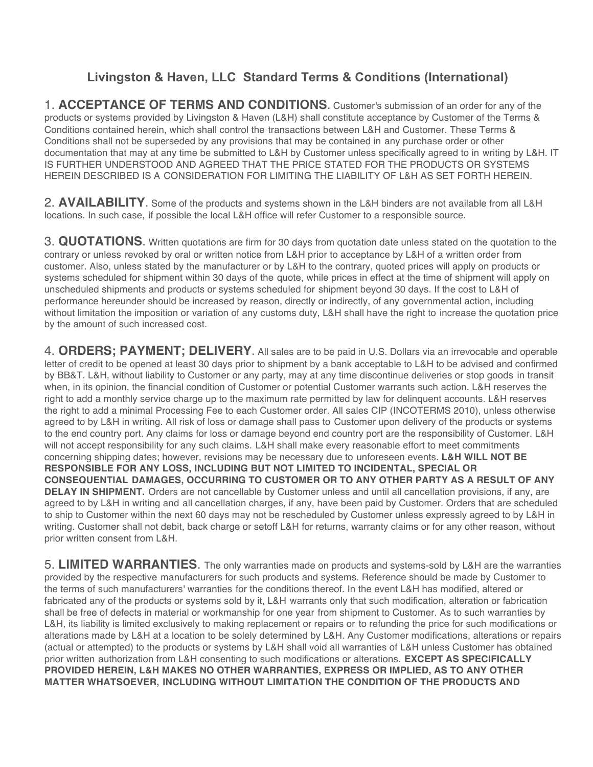# Livingston & Haven, LLC Standard Terms & Conditions (International)

1. **ACCEPTANCE OF TERMS AND CONDITIONS**. Customer's submission of an order for any of the products or systems provided by Livingston & Haven (L&H) shall constitute acceptance by Customer of the Terms & Conditions contained herein, which shall control the transactions between L&H and Customer. These Terms & Conditions shall not be superseded by any provisions that may be contained in any purchase order or other documentation that may at any time be submitted to L&H by Customer unless specifically agreed to in writing by L&H. IT IS FURTHER UNDERSTOOD AND AGREED THAT THE PRICE STATED FOR THE PRODUCTS OR SYSTEMS HEREIN DESCRIBED IS A CONSIDERATION FOR LIMITING THE LIABILITY OF L&H AS SET FORTH HEREIN.

2. **AVAILABILITY**. Some of the products and systems shown in the L&H binders are not available from all L&H locations. In such case, if possible the local L&H office will refer Customer to a responsible source.

3. **QUOTATIONS**. Written quotations are firm for 30 days from quotation date unless stated on the quotation to the contrary or unless revoked by oral or written notice from L&H prior to acceptance by L&H of a written order from customer. Also, unless stated by the manufacturer or by L&H to the contrary, quoted prices will apply on products or systems scheduled for shipment within 30 days of the quote, while prices in effect at the time of shipment will apply on unscheduled shipments and products or systems scheduled for shipment beyond 30 days. If the cost to L&H of performance hereunder should be increased by reason, directly or indirectly, of any governmental action, including without limitation the imposition or variation of any customs duty, L&H shall have the right to increase the quotation price by the amount of such increased cost.

4. **ORDERS; PAYMENT; DELIVERY**. All sales are to be paid in U.S. Dollars via an irrevocable and operable letter of credit to be opened at least 30 days prior to shipment by a bank acceptable to L&H to be advised and confirmed by BB&T. L&H, without liability to Customer or any party, may at any time discontinue deliveries or stop goods in transit when, in its opinion, the financial condition of Customer or potential Customer warrants such action. L&H reserves the right to add a monthly service charge up to the maximum rate permitted by law for delinquent accounts. L&H reserves the right to add a minimal Processing Fee to each Customer order. All sales CIP (INCOTERMS 2010), unless otherwise agreed to by L&H in writing. All risk of loss or damage shall pass to Customer upon delivery of the products or systems to the end country port. Any claims for loss or damage beyond end country port are the responsibility of Customer. L&H will not accept responsibility for any such claims. L&H shall make every reasonable effort to meet commitments concerning shipping dates; however, revisions may be necessary due to unforeseen events. **L&H WILL NOT BE RESPONSIBLE FOR ANY LOSS, INCLUDING BUT NOT LIMITED TO INCIDENTAL, SPECIAL OR CONSEQUENTIAL DAMAGES, OCCURRING TO CUSTOMER OR TO ANY OTHER PARTY AS A RESULT OF ANY DELAY IN SHIPMENT.** Orders are not cancellable by Customer unless and until all cancellation provisions, if any, are agreed to by L&H in writing and all cancellation charges, if any, have been paid by Customer. Orders that are scheduled to ship to Customer within the next 60 days may not be rescheduled by Customer unless expressly agreed to by L&H in writing. Customer shall not debit, back charge or setoff L&H for returns, warranty claims or for any other reason, without prior written consent from L&H.

5. **LIMITED WARRANTIES**. The only warranties made on products and systems-sold by L&H are the warranties provided by the respective manufacturers for such products and systems. Reference should be made by Customer to the terms of such manufacturers' warranties for the conditions thereof. In the event L&H has modified, altered or fabricated any of the products or systems sold by it, L&H warrants only that such modification, alteration or fabrication shall be free of defects in material or workmanship for one year from shipment to Customer. As to such warranties by L&H, its liability is limited exclusively to making replacement or repairs or to refunding the price for such modifications or alterations made by L&H at a location to be solely determined by L&H. Any Customer modifications, alterations or repairs (actual or attempted) to the products or systems by L&H shall void all warranties of L&H unless Customer has obtained prior written authorization from L&H consenting to such modifications or alterations. **EXCEPT AS SPECIFICALLY PROVIDED HEREIN, L&H MAKES NO OTHER WARRANTIES, EXPRESS OR IMPLIED, AS TO ANY OTHER MATTER WHATSOEVER, INCLUDING WITHOUT LIMITATION THE CONDITION OF THE PRODUCTS AND**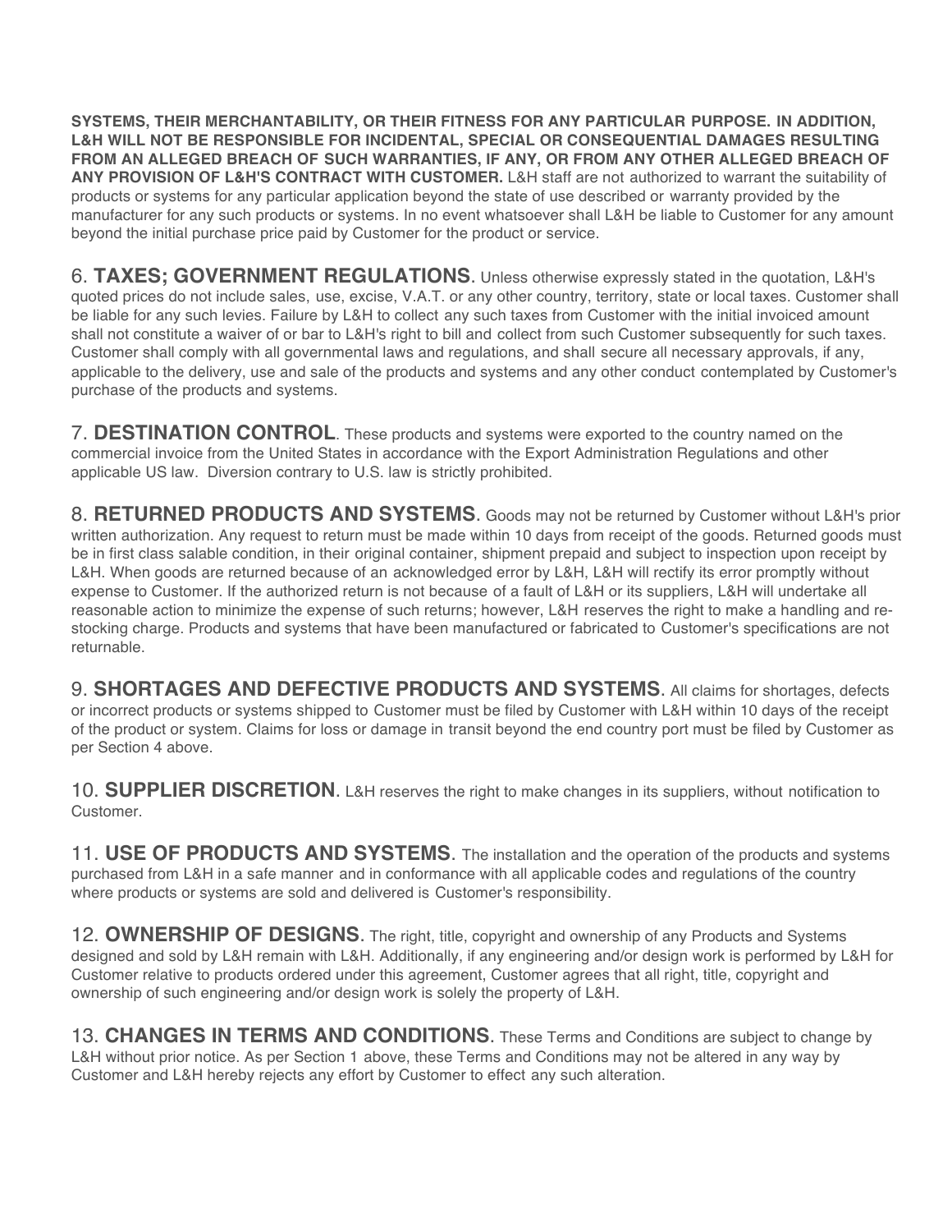**SYSTEMS, THEIR MERCHANTABILITY, OR THEIR FITNESS FOR ANY PARTICULAR PURPOSE. IN ADDITION, L&H WILL NOT BE RESPONSIBLE FOR INCIDENTAL, SPECIAL OR CONSEQUENTIAL DAMAGES RESULTING FROM AN ALLEGED BREACH OF SUCH WARRANTIES, IF ANY, OR FROM ANY OTHER ALLEGED BREACH OF ANY PROVISION OF L&H'S CONTRACT WITH CUSTOMER.** L&H staff are not authorized to warrant the suitability of products or systems for any particular application beyond the state of use described or warranty provided by the manufacturer for any such products or systems. In no event whatsoever shall L&H be liable to Customer for any amount beyond the initial purchase price paid by Customer for the product or service.

6. **TAXES; GOVERNMENT REGULATIONS**. Unless otherwise expressly stated in the quotation, L&H's quoted prices do not include sales, use, excise, V.A.T. or any other country, territory, state or local taxes. Customer shall be liable for any such levies. Failure by L&H to collect any such taxes from Customer with the initial invoiced amount shall not constitute a waiver of or bar to L&H's right to bill and collect from such Customer subsequently for such taxes. Customer shall comply with all governmental laws and regulations, and shall secure all necessary approvals, if any, applicable to the delivery, use and sale of the products and systems and any other conduct contemplated by Customer's purchase of the products and systems.

7. **DESTINATION CONTROL**. These products and systems were exported to the country named on the commercial invoice from the United States in accordance with the Export Administration Regulations and other applicable US law. Diversion contrary to U.S. law is strictly prohibited.

8. **RETURNED PRODUCTS AND SYSTEMS**. Goods may not be returned by Customer without L&H's prior written authorization. Any request to return must be made within 10 days from receipt of the goods. Returned goods must be in first class salable condition, in their original container, shipment prepaid and subject to inspection upon receipt by L&H. When goods are returned because of an acknowledged error by L&H, L&H will rectify its error promptly without expense to Customer. If the authorized return is not because of a fault of L&H or its suppliers, L&H will undertake all reasonable action to minimize the expense of such returns; however, L&H reserves the right to make a handling and re-stocking charge. Products and systems that have been manufactured or fabricated to Customer's specifications are not returnable.

9. **SHORTAGES AND DEFECTIVE PRODUCTS AND SYSTEMS**. All claims for shortages, defects or incorrect products or systems shipped to Customer must be filed by Customer with L&H within 10 days of the receipt of the product or system. Claims for loss or damage in transit beyond the end country port must be filed by Customer as per Section 4 above.

10. **SUPPLIER DISCRETION**. L&H reserves the right to make changes in its suppliers, without notification to Customer.

11. **USE OF PRODUCTS AND SYSTEMS**. The installation and the operation of the products and systems purchased from L&H in a safe manner and in conformance with all applicable codes and regulations of the country where products or systems are sold and delivered is Customer's responsibility.

12. **OWNERSHIP OF DESIGNS**. The right, title, copyright and ownership of any Products and Systems designed and sold by L&H remain with L&H. Additionally, if any engineering and/or design work is performed by L&H for Customer relative to products ordered under this agreement, Customer agrees that all right, title, copyright and ownership of such engineering and/or design work is solely the property of L&H.

13. **CHANGES IN TERMS AND CONDITIONS**. These Terms and Conditions are subject to change by L&H without prior notice. As per Section 1 above, these Terms and Conditions may not be altered in any way by Customer and L&H hereby rejects any effort by Customer to effect any such alteration.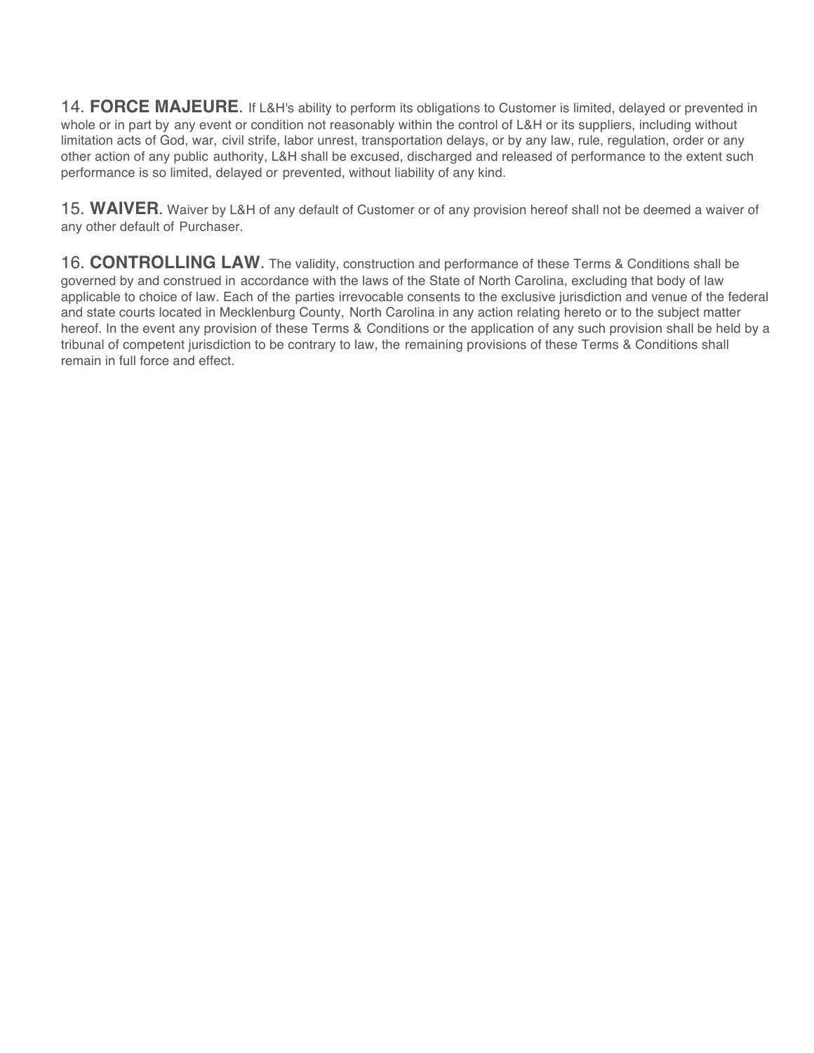14. **FORCE MAJEURE**. If L&H's ability to perform its obligations to Customer is limited, delayed or prevented in whole or in part by any event or condition not reasonably within the control of L&H or its suppliers, including without limitation acts of God, war, civil strife, labor unrest, transportation delays, or by any law, rule, regulation, order or any other action of any public authority, L&H shall be excused, discharged and released of performance to the extent such performance is so limited, delayed or prevented, without liability of any kind.

15. **WAIVER**. Waiver by L&H of any default of Customer or of any provision hereof shall not be deemed a waiver of any other default of Purchaser.

16. **CONTROLLING LAW**. The validity, construction and performance of these Terms & Conditions shall be governed by and construed in accordance with the laws of the State of North Carolina, excluding that body of law applicable to choice of law. Each of the parties irrevocable consents to the exclusive jurisdiction and venue of the federal and state courts located in Mecklenburg County, North Carolina in any action relating hereto or to the subject matter hereof. In the event any provision of these Terms & Conditions or the application of any such provision shall be held by a tribunal of competent jurisdiction to be contrary to law, the remaining provisions of these Terms & Conditions shall remain in full force and effect.